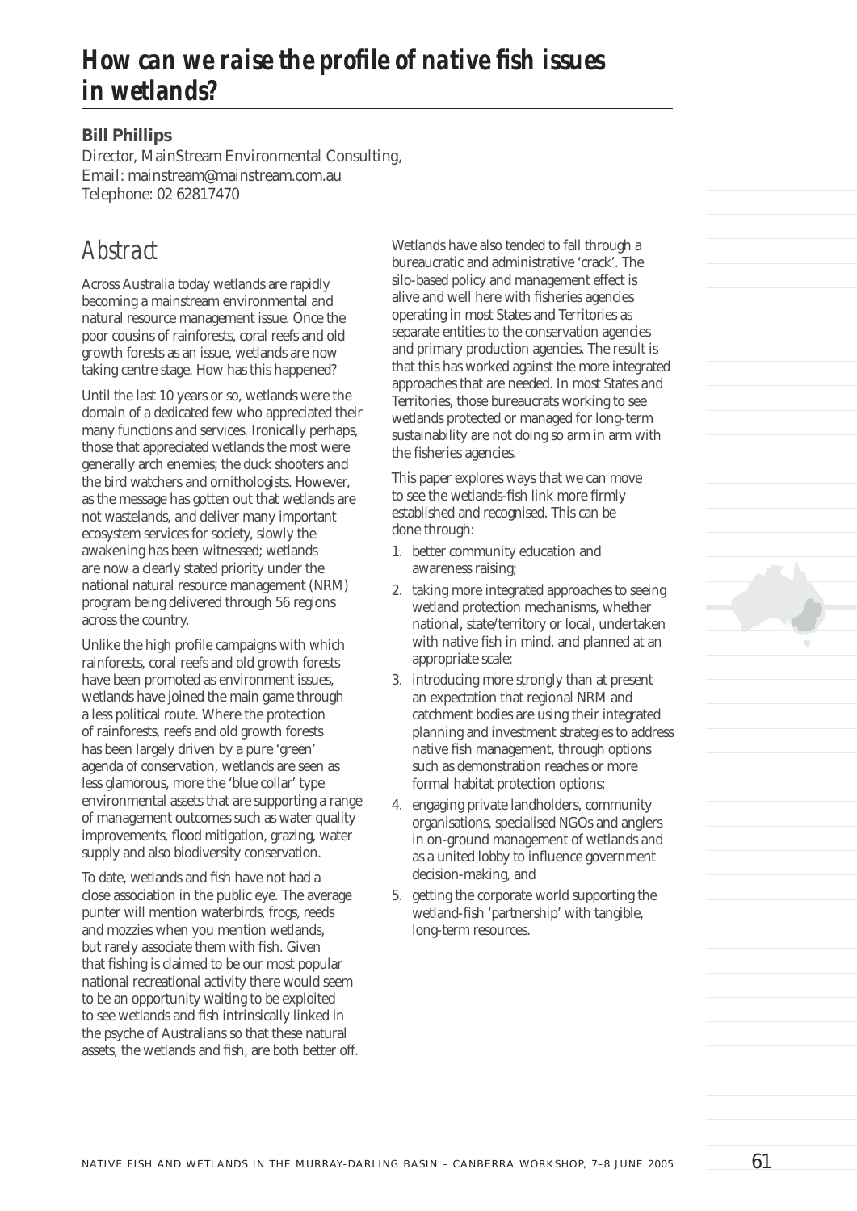# How can we raise the profile of native fish issues in wetlands?

**Bill Phillips**

Director, MainStream Environmental Consulting,
Email: mainstream@mainstream.com.au
Telephone: 02 62817470

## Abstract

Across Australia today wetlands are rapidly becoming a mainstream environmental and natural resource management issue. Once the poor cousins of rainforests, coral reefs and old growth forests as an issue, wetlands are now taking centre stage. How has this happened?

Until the last 10 years or so, wetlands were the domain of a dedicated few who appreciated their many functions and services. Ironically perhaps, those that appreciated wetlands the most were generally arch enemies; the duck shooters and the bird watchers and ornithologists. However, as the message has gotten out that wetlands are not wastelands, and deliver many important ecosystem services for society, slowly the awakening has been witnessed; wetlands are now a clearly stated priority under the national natural resource management (NRM) program being delivered through 56 regions across the country.

Unlike the high profile campaigns with which rainforests, coral reefs and old growth forests have been promoted as environment issues, wetlands have joined the main game through a less political route. Where the protection of rainforests, reefs and old growth forests has been largely driven by a pure 'green' agenda of conservation, wetlands are seen as less glamorous, more the 'blue collar' type environmental assets that are supporting a range of management outcomes such as water quality improvements, flood mitigation, grazing, water supply and also biodiversity conservation.

To date, wetlands and fish have not had a close association in the public eye. The average punter will mention waterbirds, frogs, reeds and mozzies when you mention wetlands, but rarely associate them with fish. Given that fishing is claimed to be our most popular national recreational activity there would seem to be an opportunity waiting to be exploited to see wetlands and fish intrinsically linked in the psyche of Australians so that these natural assets, the wetlands and fish, are both better off.

Wetlands have also tended to fall through a bureaucratic and administrative 'crack'. The silo-based policy and management effect is alive and well here with fisheries agencies operating in most States and Territories as separate entities to the conservation agencies and primary production agencies. The result is that this has worked against the more integrated approaches that are needed. In most States and Territories, those bureaucrats working to see wetlands protected or managed for long-term sustainability are not doing so arm in arm with the fisheries agencies.

This paper explores ways that we can move to see the wetlands-fish link more firmly established and recognised. This can be done through:

1. better community education and awareness raising;
2. taking more integrated approaches to seeing wetland protection mechanisms, whether national, state/territory or local, undertaken with native fish in mind, and planned at an appropriate scale;
3. introducing more strongly than at present an expectation that regional NRM and catchment bodies are using their integrated planning and investment strategies to address native fish management, through options such as demonstration reaches or more formal habitat protection options;
4. engaging private landholders, community organisations, specialised NGOs and anglers in on-ground management of wetlands and as a united lobby to influence government decision-making, and
5. getting the corporate world supporting the wetland-fish 'partnership' with tangible, long-term resources.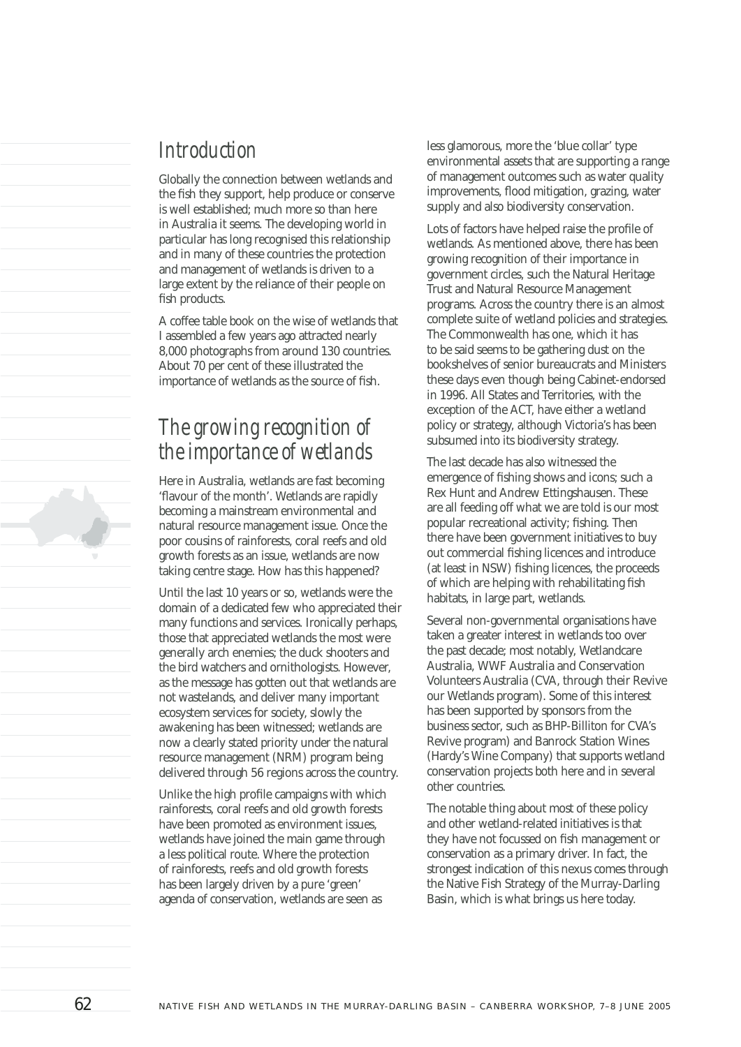## Introduction

Globally the connection between wetlands and the fish they support, help produce or conserve is well established; much more so than here in Australia it seems. The developing world in particular has long recognised this relationship and in many of these countries the protection and management of wetlands is driven to a large extent by the reliance of their people on fish products.

A coffee table book on the wise of wetlands that I assembled a few years ago attracted nearly 8,000 photographs from around 130 countries. About 70 per cent of these illustrated the importance of wetlands as the source of fish.

## The growing recognition of the importance of wetlands

Here in Australia, wetlands are fast becoming 'flavour of the month'. Wetlands are rapidly becoming a mainstream environmental and natural resource management issue. Once the poor cousins of rainforests, coral reefs and old growth forests as an issue, wetlands are now taking centre stage. How has this happened?

Until the last 10 years or so, wetlands were the domain of a dedicated few who appreciated their many functions and services. Ironically perhaps, those that appreciated wetlands the most were generally arch enemies; the duck shooters and the bird watchers and ornithologists. However, as the message has gotten out that wetlands are not wastelands, and deliver many important ecosystem services for society, slowly the awakening has been witnessed; wetlands are now a clearly stated priority under the natural resource management (NRM) program being delivered through 56 regions across the country.

Unlike the high profile campaigns with which rainforests, coral reefs and old growth forests have been promoted as environment issues, wetlands have joined the main game through a less political route. Where the protection of rainforests, reefs and old growth forests has been largely driven by a pure 'green' agenda of conservation, wetlands are seen as less glamorous, more the 'blue collar' type environmental assets that are supporting a range of management outcomes such as water quality improvements, flood mitigation, grazing, water supply and also biodiversity conservation.

Lots of factors have helped raise the profile of wetlands. As mentioned above, there has been growing recognition of their importance in government circles, such the Natural Heritage Trust and Natural Resource Management programs. Across the country there is an almost complete suite of wetland policies and strategies. The Commonwealth has one, which it has to be said seems to be gathering dust on the bookshelves of senior bureaucrats and Ministers these days even though being Cabinet-endorsed in 1996. All States and Territories, with the exception of the ACT, have either a wetland policy or strategy, although Victoria's has been subsumed into its biodiversity strategy.

The last decade has also witnessed the emergence of fishing shows and icons; such a Rex Hunt and Andrew Ettingshausen. These are all feeding off what we are told is our most popular recreational activity; fishing. Then there have been government initiatives to buy out commercial fishing licences and introduce (at least in NSW) fishing licences, the proceeds of which are helping with rehabilitating fish habitats, in large part, wetlands.

Several non-governmental organisations have taken a greater interest in wetlands too over the past decade; most notably, Wetlandcare Australia, WWF Australia and Conservation Volunteers Australia (CVA, through their Revive our Wetlands program). Some of this interest has been supported by sponsors from the business sector, such as BHP-Billiton for CVA's Revive program) and Banrock Station Wines (Hardy's Wine Company) that supports wetland conservation projects both here and in several other countries.

The notable thing about most of these policy and other wetland-related initiatives is that they have not focussed on fish management or conservation as a primary driver. In fact, the strongest indication of this nexus comes through the Native Fish Strategy of the Murray-Darling Basin, which is what brings us here today.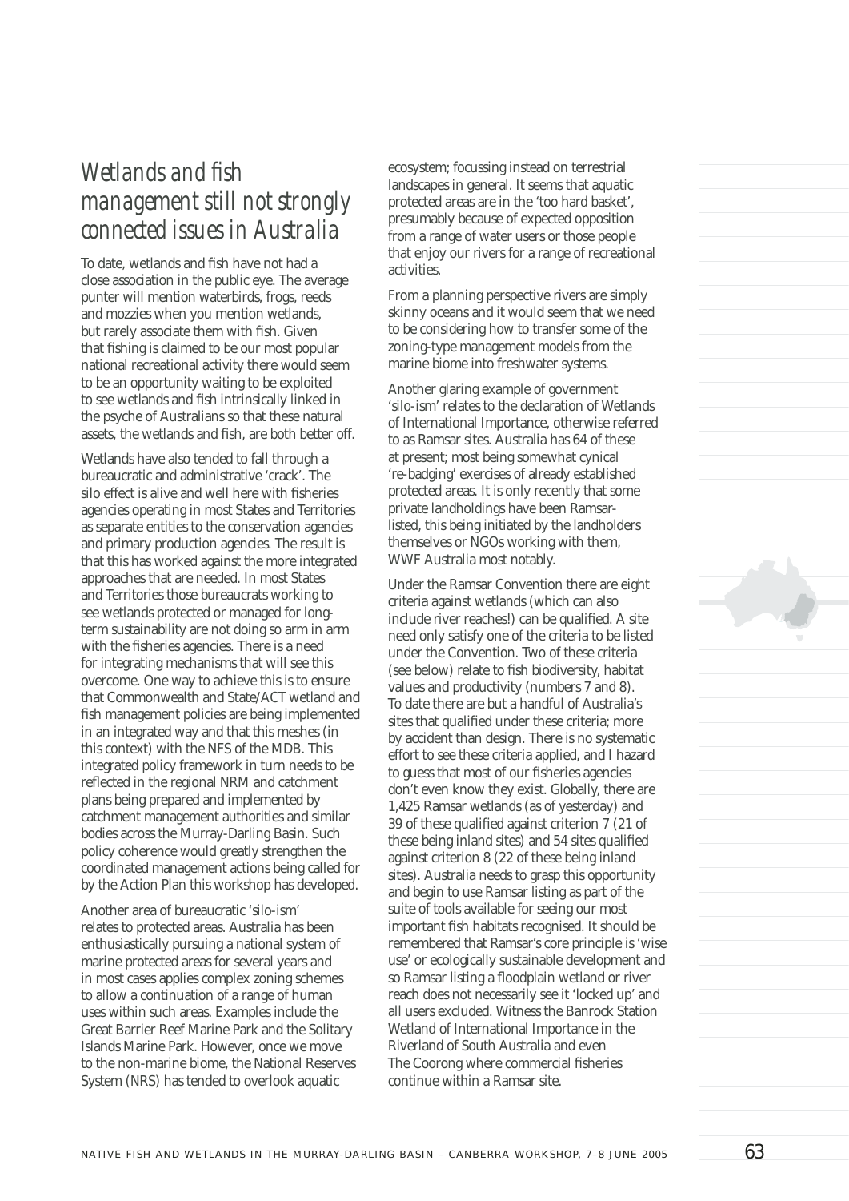## *Wetlands and fish management still not strongly connected issues in Australia*

To date, wetlands and fish have not had a close association in the public eye. The average punter will mention waterbirds, frogs, reeds and mozzies when you mention wetlands, but rarely associate them with fish. Given that fishing is claimed to be our most popular national recreational activity there would seem to be an opportunity waiting to be exploited to see wetlands and fish intrinsically linked in the psyche of Australians so that these natural assets, the wetlands and fish, are both better off.

Wetlands have also tended to fall through a bureaucratic and administrative 'crack'. The silo effect is alive and well here with fisheries agencies operating in most States and Territories as separate entities to the conservation agencies and primary production agencies. The result is that this has worked against the more integrated approaches that are needed. In most States and Territories those bureaucrats working to see wetlands protected or managed for long-term sustainability are not doing so arm in arm with the fisheries agencies. There is a need for integrating mechanisms that will see this overcome. One way to achieve this is to ensure that Commonwealth and State/ACT wetland and fish management policies are being implemented in an integrated way and that this meshes (in this context) with the NFS of the MDB. This integrated policy framework in turn needs to be reflected in the regional NRM and catchment plans being prepared and implemented by catchment management authorities and similar bodies across the Murray-Darling Basin. Such policy coherence would greatly strengthen the coordinated management actions being called for by the Action Plan this workshop has developed.

Another area of bureaucratic 'silo-ism' relates to protected areas. Australia has been enthusiastically pursuing a national system of marine protected areas for several years and in most cases applies complex zoning schemes to allow a continuation of a range of human uses within such areas. Examples include the Great Barrier Reef Marine Park and the Solitary Islands Marine Park. However, once we move to the non-marine biome, the National Reserves System (NRS) has tended to overlook aquatic ecosystem; focussing instead on terrestrial landscapes in general. It seems that aquatic protected areas are in the 'too hard basket', presumably because of expected opposition from a range of water users or those people that enjoy our rivers for a range of recreational activities.

From a planning perspective rivers are simply skinny oceans and it would seem that we need to be considering how to transfer some of the zoning-type management models from the marine biome into freshwater systems.

Another glaring example of government 'silo-ism' relates to the declaration of Wetlands of International Importance, otherwise referred to as Ramsar sites. Australia has 64 of these at present; most being somewhat cynical 're-badging' exercises of already established protected areas. It is only recently that some private landholdings have been Ramsar-listed, this being initiated by the landholders themselves or NGOs working with them, WWF Australia most notably.

Under the Ramsar Convention there are eight criteria against wetlands (which can also include river reaches!) can be qualified. A site need only satisfy one of the criteria to be listed under the Convention. Two of these criteria (see below) relate to fish biodiversity, habitat values and productivity (numbers 7 and 8). To date there are but a handful of Australia's sites that qualified under these criteria; more by accident than design. There is no systematic effort to see these criteria applied, and I hazard to guess that most of our fisheries agencies don't even know they exist. Globally, there are 1,425 Ramsar wetlands (as of yesterday) and 39 of these qualified against criterion 7 (21 of these being inland sites) and 54 sites qualified against criterion 8 (22 of these being inland sites). Australia needs to grasp this opportunity and begin to use Ramsar listing as part of the suite of tools available for seeing our most important fish habitats recognised. It should be remembered that Ramsar's core principle is 'wise use' or ecologically sustainable development and so Ramsar listing a floodplain wetland or river reach does not necessarily see it 'locked up' and all users excluded. Witness the Banrock Station Wetland of International Importance in the Riverland of South Australia and even The Coorong where commercial fisheries continue within a Ramsar site.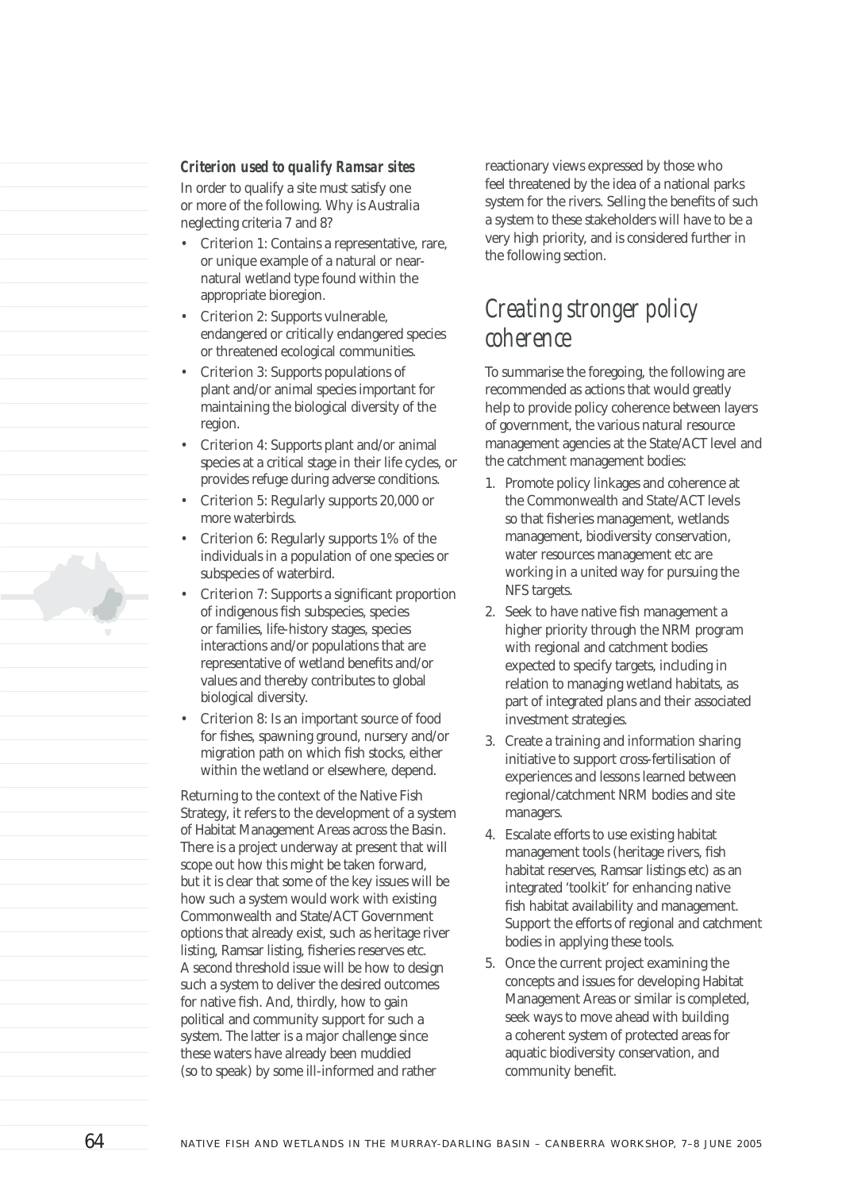#### *Criterion used to qualify Ramsar sites*

In order to qualify a site must satisfy one or more of the following. Why is Australia neglecting criteria 7 and 8?

- Criterion 1: Contains a representative, rare, or unique example of a natural or near-natural wetland type found within the appropriate bioregion.
- Criterion 2: Supports vulnerable, endangered or critically endangered species or threatened ecological communities.
- Criterion 3: Supports populations of plant and/or animal species important for maintaining the biological diversity of the region.
- Criterion 4: Supports plant and/or animal species at a critical stage in their life cycles, or provides refuge during adverse conditions.
- Criterion 5: Regularly supports 20,000 or more waterbirds.
- Criterion 6: Regularly supports 1% of the individuals in a population of one species or subspecies of waterbird.
- Criterion 7: Supports a significant proportion of indigenous fish subspecies, species or families, life-history stages, species interactions and/or populations that are representative of wetland benefits and/or values and thereby contributes to global biological diversity.
- Criterion 8: Is an important source of food for fishes, spawning ground, nursery and/or migration path on which fish stocks, either within the wetland or elsewhere, depend.

Returning to the context of the Native Fish Strategy, it refers to the development of a system of Habitat Management Areas across the Basin. There is a project underway at present that will scope out how this might be taken forward, but it is clear that some of the key issues will be how such a system would work with existing Commonwealth and State/ACT Government options that already exist, such as heritage river listing, Ramsar listing, fisheries reserves etc. A second threshold issue will be how to design such a system to deliver the desired outcomes for native fish. And, thirdly, how to gain political and community support for such a system. The latter is a major challenge since these waters have already been muddied (so to speak) by some ill-informed and rather reactionary views expressed by those who feel threatened by the idea of a national parks system for the rivers. Selling the benefits of such a system to these stakeholders will have to be a very high priority, and is considered further in the following section.

## Creating stronger policy coherence

To summarise the foregoing, the following are recommended as actions that would greatly help to provide policy coherence between layers of government, the various natural resource management agencies at the State/ACT level and the catchment management bodies:

1. Promote policy linkages and coherence at the Commonwealth and State/ACT levels so that fisheries management, wetlands management, biodiversity conservation, water resources management etc are working in a united way for pursuing the NFS targets.
2. Seek to have native fish management a higher priority through the NRM program with regional and catchment bodies expected to specify targets, including in relation to managing wetland habitats, as part of integrated plans and their associated investment strategies.
3. Create a training and information sharing initiative to support cross-fertilisation of experiences and lessons learned between regional/catchment NRM bodies and site managers.
4. Escalate efforts to use existing habitat management tools (heritage rivers, fish habitat reserves, Ramsar listings etc) as an integrated 'toolkit' for enhancing native fish habitat availability and management. Support the efforts of regional and catchment bodies in applying these tools.
5. Once the current project examining the concepts and issues for developing Habitat Management Areas or similar is completed, seek ways to move ahead with building a coherent system of protected areas for aquatic biodiversity conservation, and community benefit.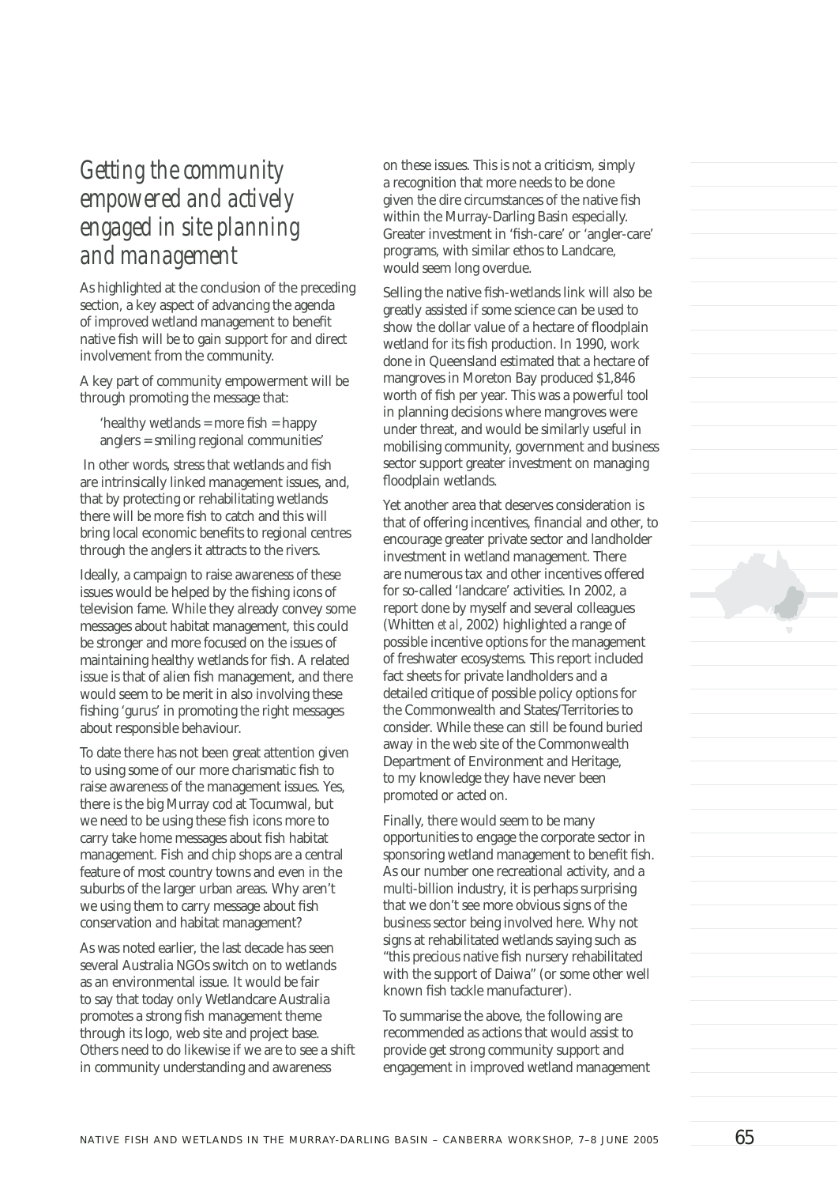## *Getting the community empowered and actively engaged in site planning and management*

As highlighted at the conclusion of the preceding section, a key aspect of advancing the agenda of improved wetland management to benefit native fish will be to gain support for and direct involvement from the community.

A key part of community empowerment will be through promoting the message that:

> 'healthy wetlands = more fish = happy anglers = smiling regional communities'

In other words, stress that wetlands and fish are intrinsically linked management issues, and, that by protecting or rehabilitating wetlands there will be more fish to catch and this will bring local economic benefits to regional centres through the anglers it attracts to the rivers.

Ideally, a campaign to raise awareness of these issues would be helped by the fishing icons of television fame. While they already convey some messages about habitat management, this could be stronger and more focused on the issues of maintaining healthy wetlands for fish. A related issue is that of alien fish management, and there would seem to be merit in also involving these fishing 'gurus' in promoting the right messages about responsible behaviour.

To date there has not been great attention given to using some of our more charismatic fish to raise awareness of the management issues. Yes, there is the big Murray cod at Tocumwal, but we need to be using these fish icons more to carry take home messages about fish habitat management. Fish and chip shops are a central feature of most country towns and even in the suburbs of the larger urban areas. Why aren't we using them to carry message about fish conservation and habitat management?

As was noted earlier, the last decade has seen several Australia NGOs switch on to wetlands as an environmental issue. It would be fair to say that today only Wetlandcare Australia promotes a strong fish management theme through its logo, web site and project base. Others need to do likewise if we are to see a shift in community understanding and awareness on these issues. This is not a criticism, simply a recognition that more needs to be done given the dire circumstances of the native fish within the Murray-Darling Basin especially. Greater investment in 'fish-care' or 'angler-care' programs, with similar ethos to Landcare, would seem long overdue.

Selling the native fish-wetlands link will also be greatly assisted if some science can be used to show the dollar value of a hectare of floodplain wetland for its fish production. In 1990, work done in Queensland estimated that a hectare of mangroves in Moreton Bay produced $1,846 worth of fish per year. This was a powerful tool in planning decisions where mangroves were under threat, and would be similarly useful in mobilising community, government and business sector support greater investment on managing floodplain wetlands.

Yet another area that deserves consideration is that of offering incentives, financial and other, to encourage greater private sector and landholder investment in wetland management. There are numerous tax and other incentives offered for so-called 'landcare' activities. In 2002, a report done by myself and several colleagues (Whitten *et al*, 2002) highlighted a range of possible incentive options for the management of freshwater ecosystems. This report included fact sheets for private landholders and a detailed critique of possible policy options for the Commonwealth and States/Territories to consider. While these can still be found buried away in the web site of the Commonwealth Department of Environment and Heritage, to my knowledge they have never been promoted or acted on.

Finally, there would seem to be many opportunities to engage the corporate sector in sponsoring wetland management to benefit fish. As our number one recreational activity, and a multi-billion industry, it is perhaps surprising that we don't see more obvious signs of the business sector being involved here. Why not signs at rehabilitated wetlands saying such as "this precious native fish nursery rehabilitated with the support of Daiwa" (or some other well known fish tackle manufacturer).

To summarise the above, the following are recommended as actions that would assist to provide get strong community support and engagement in improved wetland management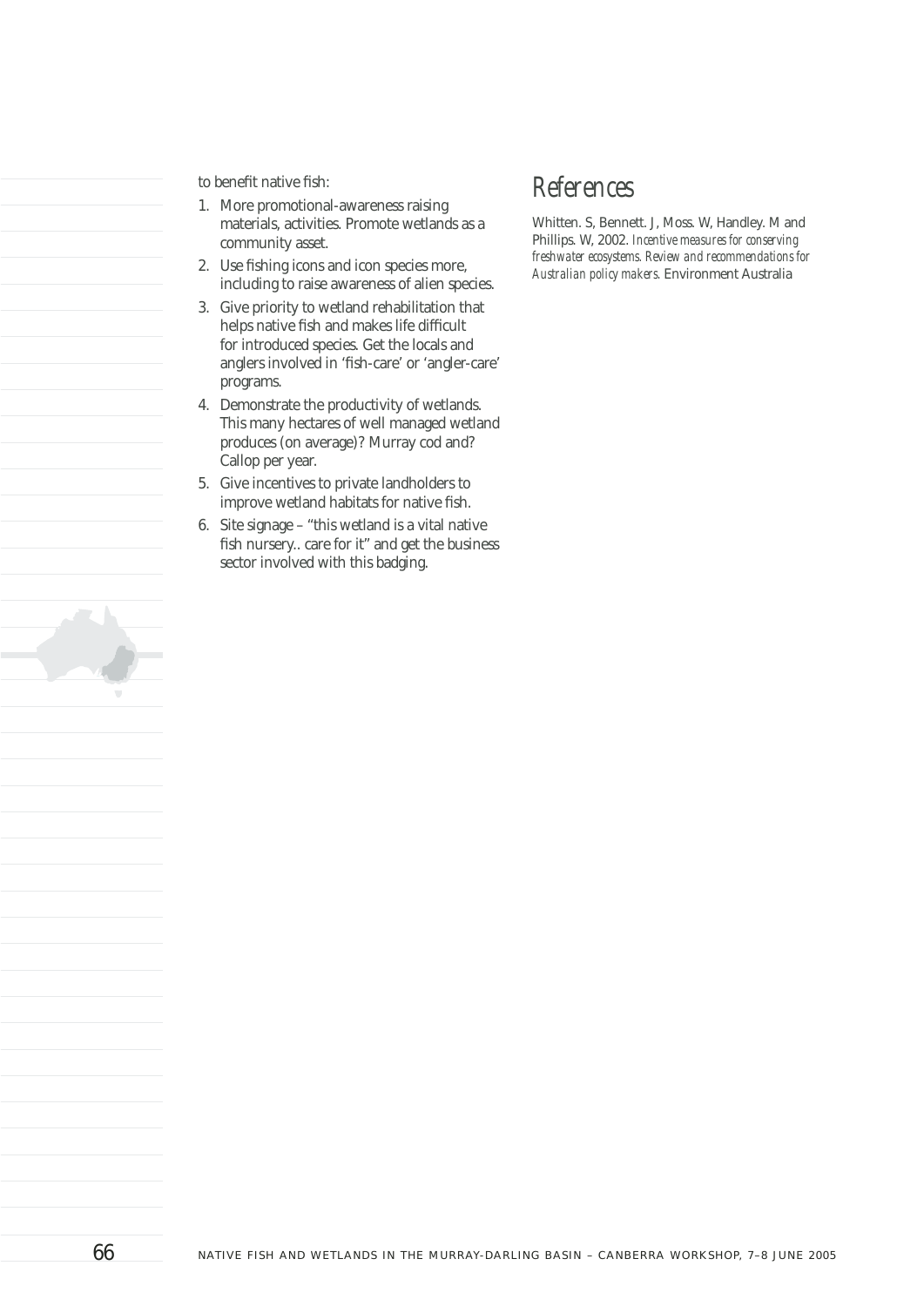to benefit native fish:

1. More promotional-awareness raising materials, activities. Promote wetlands as a community asset.
2. Use fishing icons and icon species more, including to raise awareness of alien species.
3. Give priority to wetland rehabilitation that helps native fish and makes life difficult for introduced species. Get the locals and anglers involved in 'fish-care' or 'angler-care' programs.
4. Demonstrate the productivity of wetlands. This many hectares of well managed wetland produces (on average)? Murray cod and? Callop per year.
5. Give incentives to private landholders to improve wetland habitats for native fish.
6. Site signage – "this wetland is a vital native fish nursery.. care for it" and get the business sector involved with this badging.

# References

Whitten. S, Bennett. J, Moss. W, Handley. M and Phillips. W, 2002. *Incentive measures for conserving freshwater ecosystems. Review and recommendations for Australian policy makers.* Environment Australia